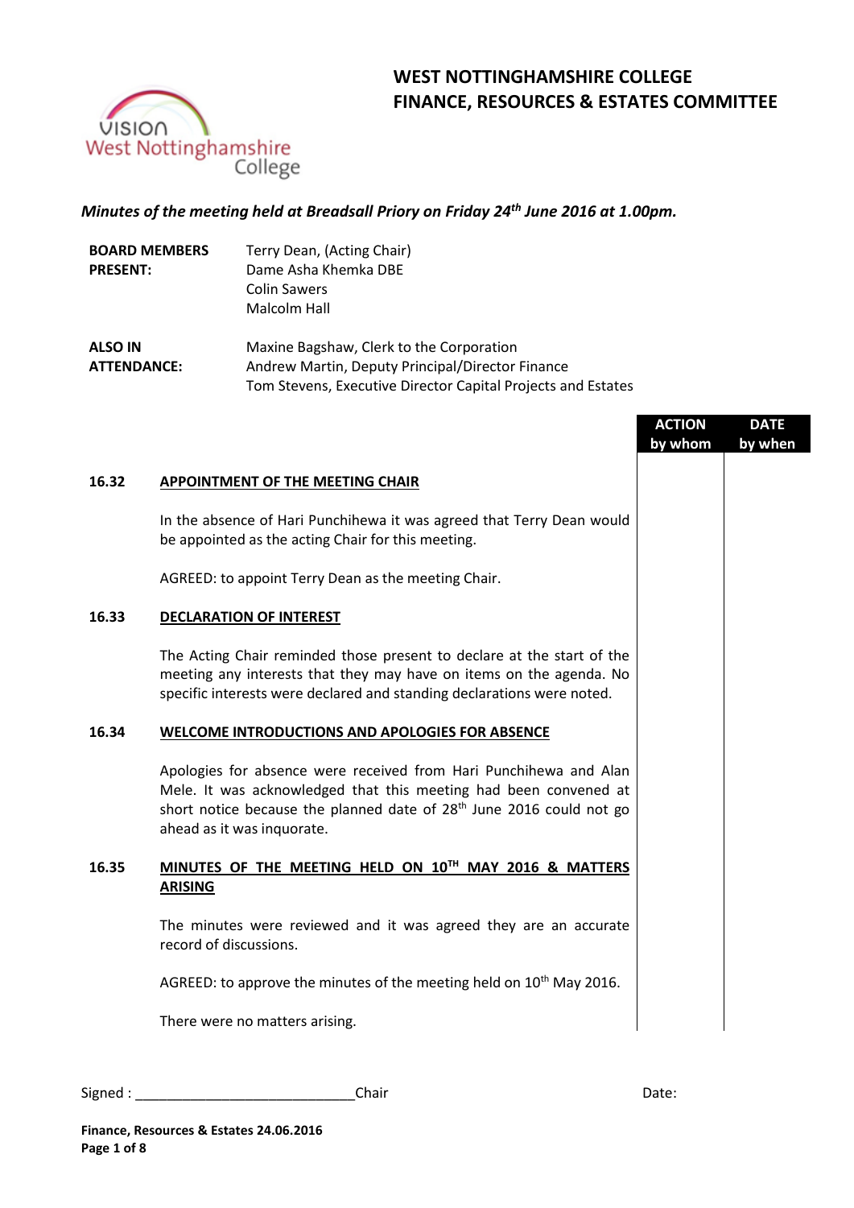# WEST NOTTINGHAMSHIRE COLLEGE
# FINANCE, RESOURCES & ESTATES COMMITTEE

***Minutes of the meeting held at Breadsall Priory on Friday 24th June 2016 at 1.00pm.***

| | |
|---|---|
| **BOARD MEMBERS PRESENT:** | Terry Dean, (Acting Chair)<br>Dame Asha Khemka DBE<br>Colin Sawers<br>Malcolm Hall |
| **ALSO IN ATTENDANCE:** | Maxine Bagshaw, Clerk to the Corporation<br>Andrew Martin, Deputy Principal/Director Finance<br>Tom Stevens, Executive Director Capital Projects and Estates |

| | | ACTION by whom | DATE by when |
|---|---|---|---|
| **16.32** | **APPOINTMENT OF THE MEETING CHAIR** | | |
| | In the absence of Hari Punchihewa it was agreed that Terry Dean would be appointed as the acting Chair for this meeting. | | |
| | AGREED: to appoint Terry Dean as the meeting Chair. | | |
| **16.33** | **DECLARATION OF INTEREST** | | |
| | The Acting Chair reminded those present to declare at the start of the meeting any interests that they may have on items on the agenda. No specific interests were declared and standing declarations were noted. | | |
| **16.34** | **WELCOME INTRODUCTIONS AND APOLOGIES FOR ABSENCE** | | |
| | Apologies for absence were received from Hari Punchihewa and Alan Mele. It was acknowledged that this meeting had been convened at short notice because the planned date of 28th June 2016 could not go ahead as it was inquorate. | | |
| **16.35** | **MINUTES OF THE MEETING HELD ON 10TH MAY 2016 & MATTERS ARISING** | | |
| | The minutes were reviewed and it was agreed they are an accurate record of discussions. | | |
| | AGREED: to approve the minutes of the meeting held on 10th May 2016. | | |
| | There were no matters arising. | | |

Signed : ____________________________Chair Date: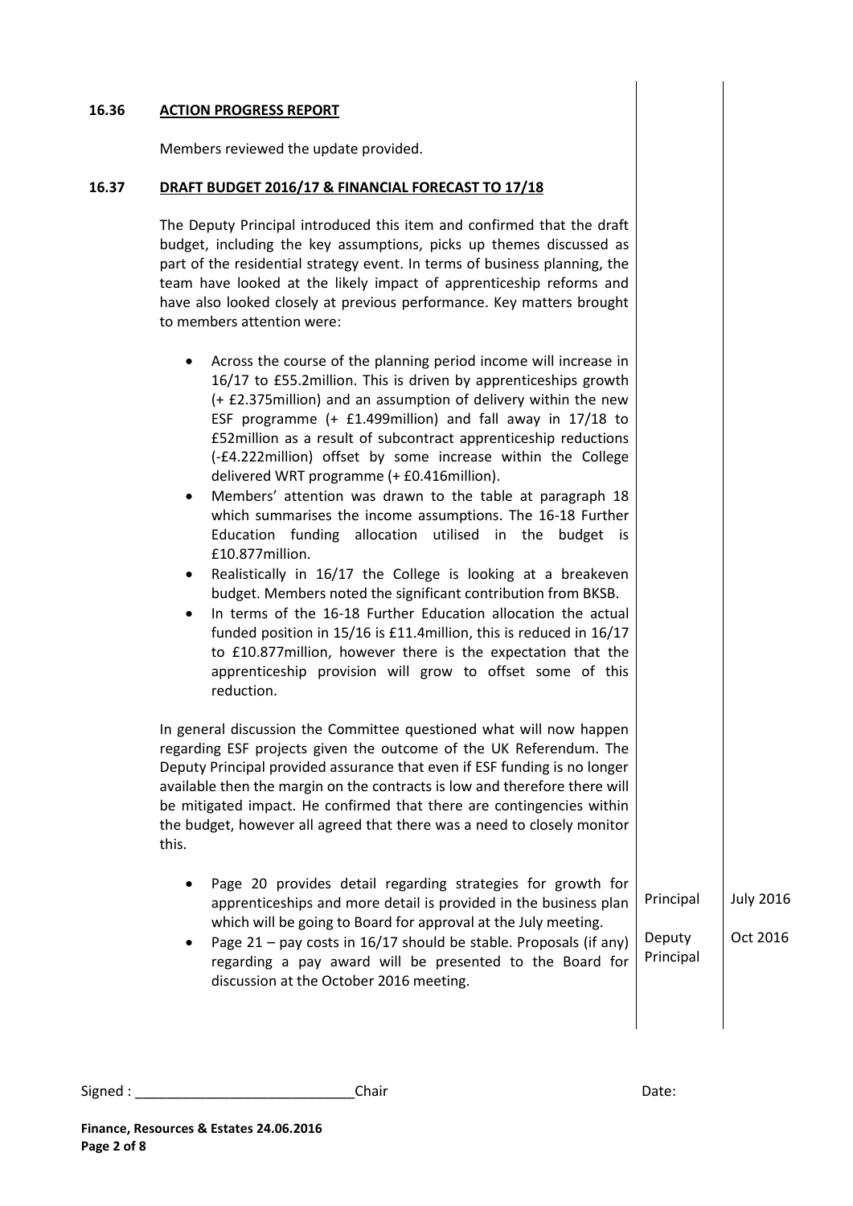### 16.36 ACTION PROGRESS REPORT

Members reviewed the update provided.

### 16.37 DRAFT BUDGET 2016/17 & FINANCIAL FORECAST TO 17/18

The Deputy Principal introduced this item and confirmed that the draft budget, including the key assumptions, picks up themes discussed as part of the residential strategy event. In terms of business planning, the team have looked at the likely impact of apprenticeship reforms and have also looked closely at previous performance. Key matters brought to members attention were:

- Across the course of the planning period income will increase in 16/17 to £55.2million. This is driven by apprenticeships growth (+ £2.375million) and an assumption of delivery within the new ESF programme (+ £1.499million) and fall away in 17/18 to £52million as a result of subcontract apprenticeship reductions (-£4.222million) offset by some increase within the College delivered WRT programme (+ £0.416million).
- Members' attention was drawn to the table at paragraph 18 which summarises the income assumptions. The 16-18 Further Education funding allocation utilised in the budget is £10.877million.
- Realistically in 16/17 the College is looking at a breakeven budget. Members noted the significant contribution from BKSB.
- In terms of the 16-18 Further Education allocation the actual funded position in 15/16 is £11.4million, this is reduced in 16/17 to £10.877million, however there is the expectation that the apprenticeship provision will grow to offset some of this reduction.

In general discussion the Committee questioned what will now happen regarding ESF projects given the outcome of the UK Referendum. The Deputy Principal provided assurance that even if ESF funding is no longer available then the margin on the contracts is low and therefore there will be mitigated impact. He confirmed that there are contingencies within the budget, however all agreed that there was a need to closely monitor this.

| | Action | Date |
|---|---|---|
| Page 20 provides detail regarding strategies for growth for apprenticeships and more detail is provided in the business plan which will be going to Board for approval at the July meeting. | Principal | July 2016 |
| Page 21 – pay costs in 16/17 should be stable. Proposals (if any) regarding a pay award will be presented to the Board for discussion at the October 2016 meeting. | Deputy Principal | Oct 2016 |

Signed : ____________________________Chair Date:

**Finance, Resources & Estates 24.06.2016**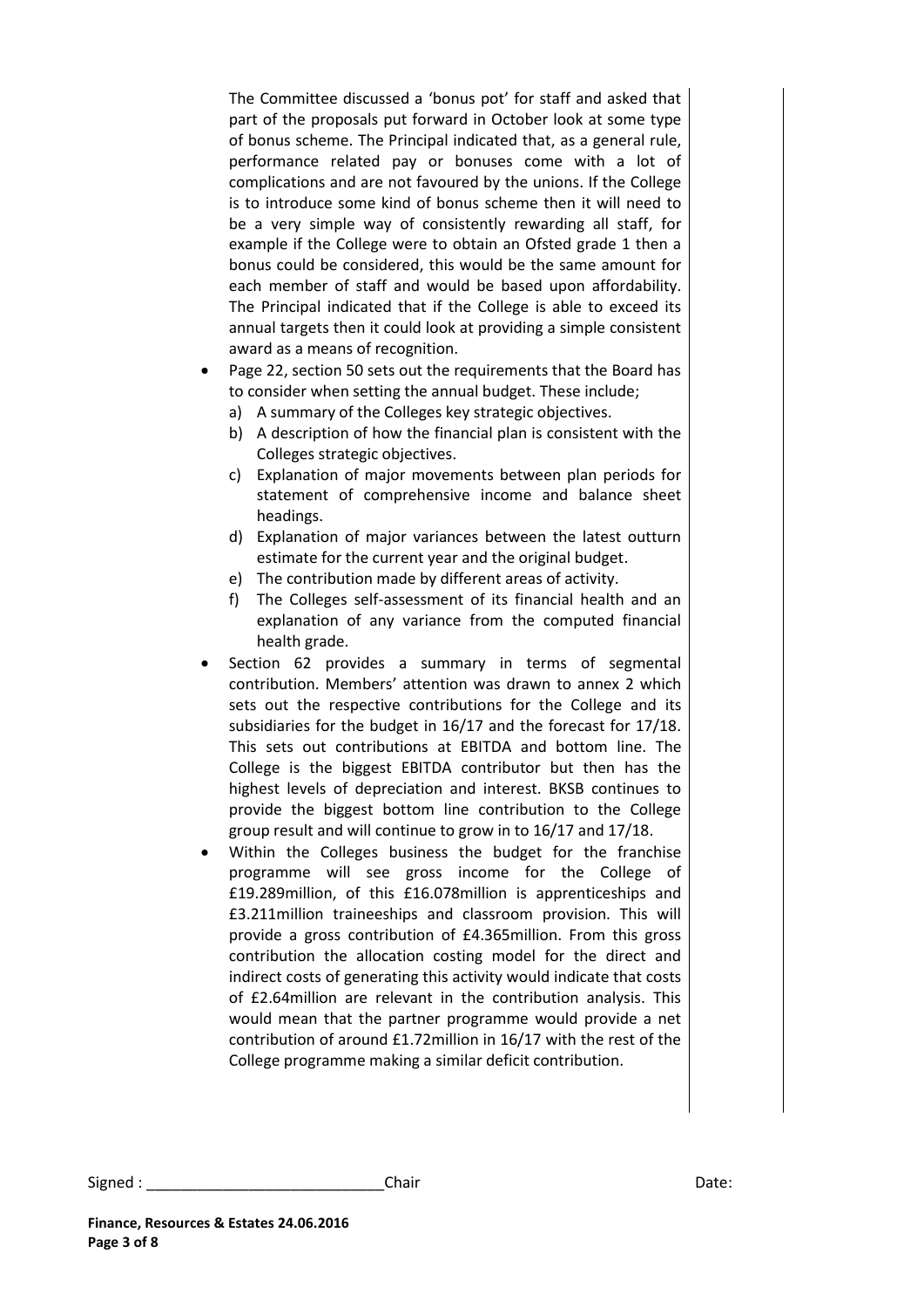The Committee discussed a 'bonus pot' for staff and asked that part of the proposals put forward in October look at some type of bonus scheme. The Principal indicated that, as a general rule, performance related pay or bonuses come with a lot of complications and are not favoured by the unions. If the College is to introduce some kind of bonus scheme then it will need to be a very simple way of consistently rewarding all staff, for example if the College were to obtain an Ofsted grade 1 then a bonus could be considered, this would be the same amount for each member of staff and would be based upon affordability. The Principal indicated that if the College is able to exceed its annual targets then it could look at providing a simple consistent award as a means of recognition.

- Page 22, section 50 sets out the requirements that the Board has to consider when setting the annual budget. These include;
  a) A summary of the Colleges key strategic objectives.
  b) A description of how the financial plan is consistent with the Colleges strategic objectives.
  c) Explanation of major movements between plan periods for statement of comprehensive income and balance sheet headings.
  d) Explanation of major variances between the latest outturn estimate for the current year and the original budget.
  e) The contribution made by different areas of activity.
  f) The Colleges self-assessment of its financial health and an explanation of any variance from the computed financial health grade.
- Section 62 provides a summary in terms of segmental contribution. Members' attention was drawn to annex 2 which sets out the respective contributions for the College and its subsidiaries for the budget in 16/17 and the forecast for 17/18. This sets out contributions at EBITDA and bottom line. The College is the biggest EBITDA contributor but then has the highest levels of depreciation and interest. BKSB continues to provide the biggest bottom line contribution to the College group result and will continue to grow in to 16/17 and 17/18.
- Within the Colleges business the budget for the franchise programme will see gross income for the College of £19.289million, of this £16.078million is apprenticeships and £3.211million traineeships and classroom provision. This will provide a gross contribution of £4.365million. From this gross contribution the allocation costing model for the direct and indirect costs of generating this activity would indicate that costs of £2.64million are relevant in the contribution analysis. This would mean that the partner programme would provide a net contribution of around £1.72million in 16/17 with the rest of the College programme making a similar deficit contribution.

Signed : ____________________________Chair Date:

**Finance, Resources & Estates 24.06.2016**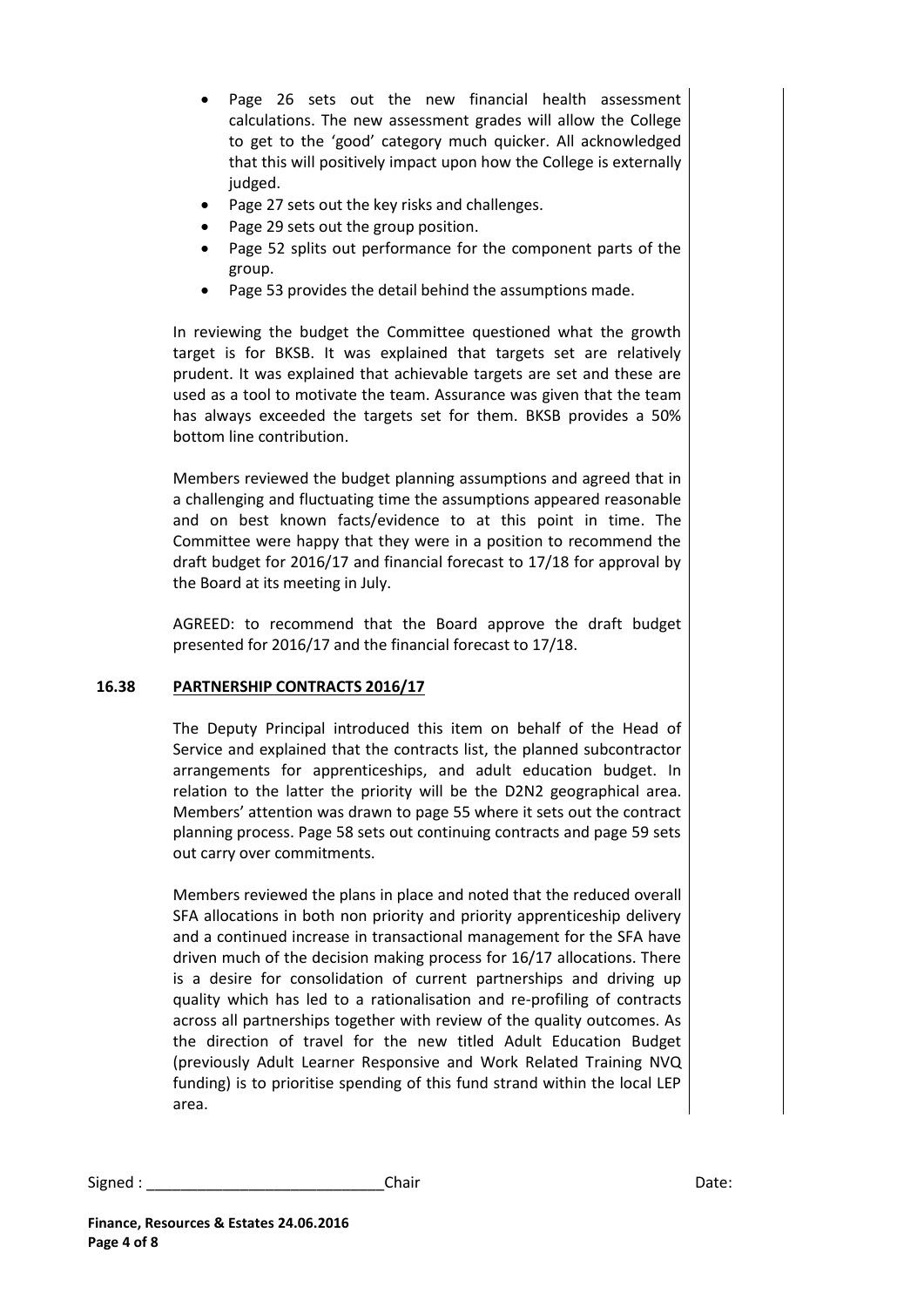- Page 26 sets out the new financial health assessment calculations. The new assessment grades will allow the College to get to the 'good' category much quicker. All acknowledged that this will positively impact upon how the College is externally judged.
- Page 27 sets out the key risks and challenges.
- Page 29 sets out the group position.
- Page 52 splits out performance for the component parts of the group.
- Page 53 provides the detail behind the assumptions made.

In reviewing the budget the Committee questioned what the growth target is for BKSB. It was explained that targets set are relatively prudent. It was explained that achievable targets are set and these are used as a tool to motivate the team. Assurance was given that the team has always exceeded the targets set for them. BKSB provides a 50% bottom line contribution.

Members reviewed the budget planning assumptions and agreed that in a challenging and fluctuating time the assumptions appeared reasonable and on best known facts/evidence to at this point in time. The Committee were happy that they were in a position to recommend the draft budget for 2016/17 and financial forecast to 17/18 for approval by the Board at its meeting in July.

AGREED: to recommend that the Board approve the draft budget presented for 2016/17 and the financial forecast to 17/18.

## 16.38 PARTNERSHIP CONTRACTS 2016/17

The Deputy Principal introduced this item on behalf of the Head of Service and explained that the contracts list, the planned subcontractor arrangements for apprenticeships, and adult education budget. In relation to the latter the priority will be the D2N2 geographical area. Members' attention was drawn to page 55 where it sets out the contract planning process. Page 58 sets out continuing contracts and page 59 sets out carry over commitments.

Members reviewed the plans in place and noted that the reduced overall SFA allocations in both non priority and priority apprenticeship delivery and a continued increase in transactional management for the SFA have driven much of the decision making process for 16/17 allocations. There is a desire for consolidation of current partnerships and driving up quality which has led to a rationalisation and re-profiling of contracts across all partnerships together with review of the quality outcomes. As the direction of travel for the new titled Adult Education Budget (previously Adult Learner Responsive and Work Related Training NVQ funding) is to prioritise spending of this fund strand within the local LEP area.

Signed : ___________________________Chair Date:

**Finance, Resources & Estates 24.06.2016**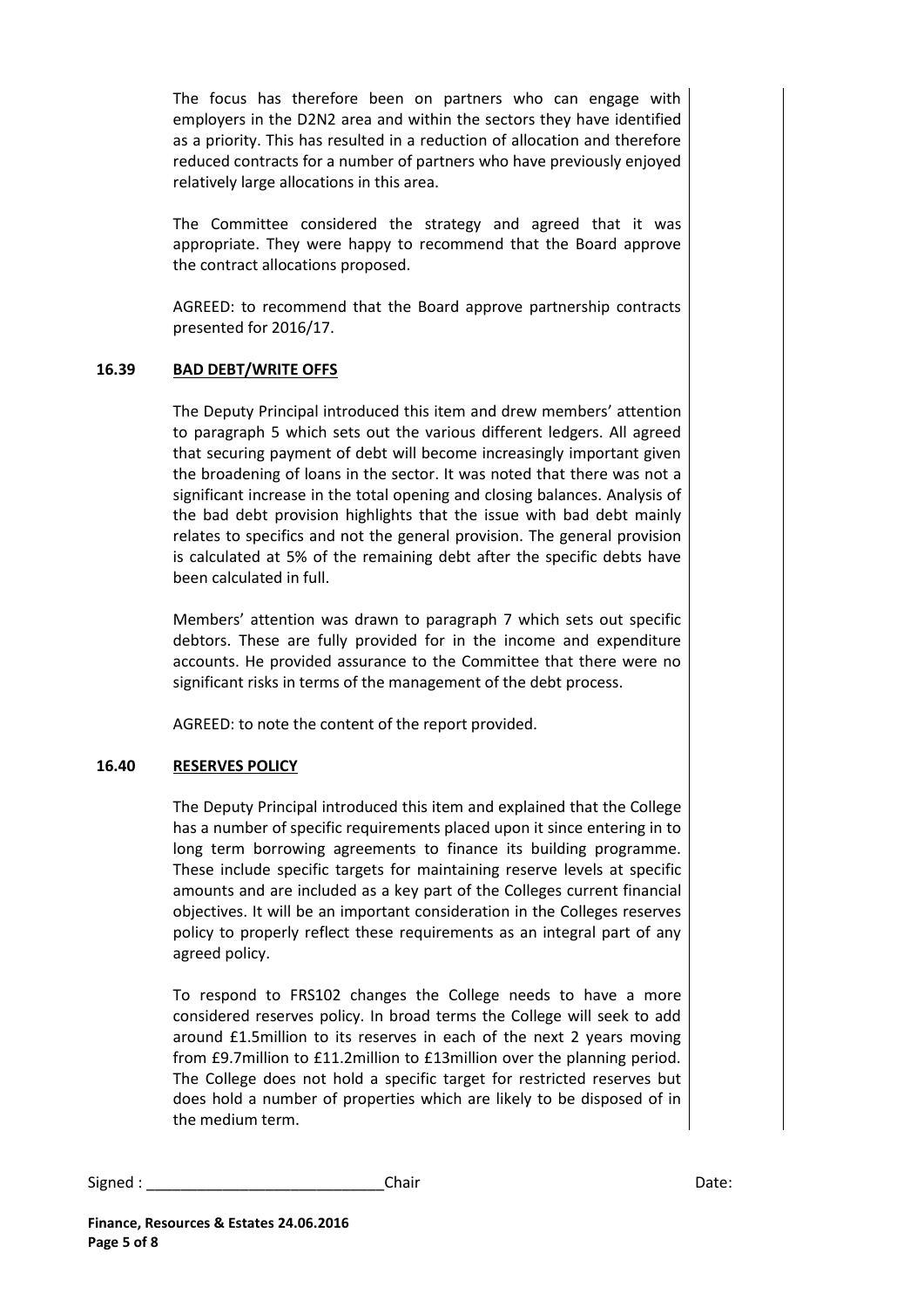The focus has therefore been on partners who can engage with employers in the D2N2 area and within the sectors they have identified as a priority. This has resulted in a reduction of allocation and therefore reduced contracts for a number of partners who have previously enjoyed relatively large allocations in this area.

The Committee considered the strategy and agreed that it was appropriate. They were happy to recommend that the Board approve the contract allocations proposed.

AGREED: to recommend that the Board approve partnership contracts presented for 2016/17.

**16.39 BAD DEBT/WRITE OFFS**

The Deputy Principal introduced this item and drew members' attention to paragraph 5 which sets out the various different ledgers. All agreed that securing payment of debt will become increasingly important given the broadening of loans in the sector. It was noted that there was not a significant increase in the total opening and closing balances. Analysis of the bad debt provision highlights that the issue with bad debt mainly relates to specifics and not the general provision. The general provision is calculated at 5% of the remaining debt after the specific debts have been calculated in full.

Members' attention was drawn to paragraph 7 which sets out specific debtors. These are fully provided for in the income and expenditure accounts. He provided assurance to the Committee that there were no significant risks in terms of the management of the debt process.

AGREED: to note the content of the report provided.

**16.40 RESERVES POLICY**

The Deputy Principal introduced this item and explained that the College has a number of specific requirements placed upon it since entering in to long term borrowing agreements to finance its building programme. These include specific targets for maintaining reserve levels at specific amounts and are included as a key part of the Colleges current financial objectives. It will be an important consideration in the Colleges reserves policy to properly reflect these requirements as an integral part of any agreed policy.

To respond to FRS102 changes the College needs to have a more considered reserves policy. In broad terms the College will seek to add around £1.5million to its reserves in each of the next 2 years moving from £9.7million to £11.2million to £13million over the planning period. The College does not hold a specific target for restricted reserves but does hold a number of properties which are likely to be disposed of in the medium term.

Signed : ____________________________Chair Date: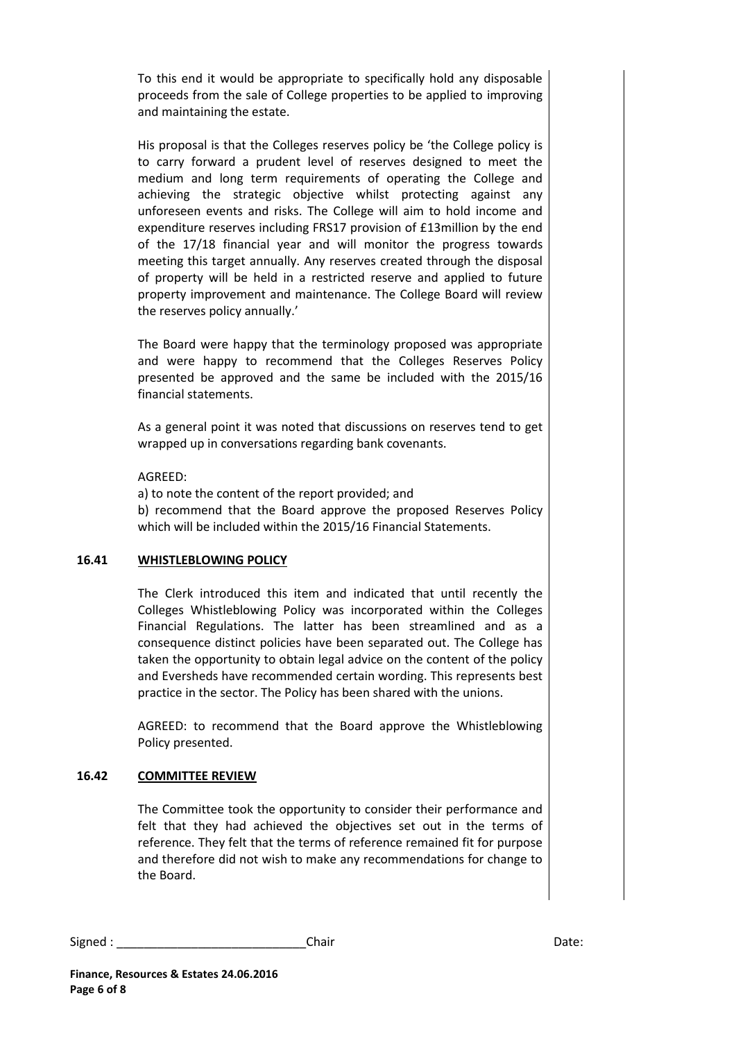To this end it would be appropriate to specifically hold any disposable proceeds from the sale of College properties to be applied to improving and maintaining the estate.

His proposal is that the Colleges reserves policy be 'the College policy is to carry forward a prudent level of reserves designed to meet the medium and long term requirements of operating the College and achieving the strategic objective whilst protecting against any unforeseen events and risks. The College will aim to hold income and expenditure reserves including FRS17 provision of £13million by the end of the 17/18 financial year and will monitor the progress towards meeting this target annually. Any reserves created through the disposal of property will be held in a restricted reserve and applied to future property improvement and maintenance. The College Board will review the reserves policy annually.'

The Board were happy that the terminology proposed was appropriate and were happy to recommend that the Colleges Reserves Policy presented be approved and the same be included with the 2015/16 financial statements.

As a general point it was noted that discussions on reserves tend to get wrapped up in conversations regarding bank covenants.

AGREED:

a) to note the content of the report provided; and

b) recommend that the Board approve the proposed Reserves Policy which will be included within the 2015/16 Financial Statements.

## 16.41 WHISTLEBLOWING POLICY

The Clerk introduced this item and indicated that until recently the Colleges Whistleblowing Policy was incorporated within the Colleges Financial Regulations. The latter has been streamlined and as a consequence distinct policies have been separated out. The College has taken the opportunity to obtain legal advice on the content of the policy and Eversheds have recommended certain wording. This represents best practice in the sector. The Policy has been shared with the unions.

AGREED: to recommend that the Board approve the Whistleblowing Policy presented.

## 16.42 COMMITTEE REVIEW

The Committee took the opportunity to consider their performance and felt that they had achieved the objectives set out in the terms of reference. They felt that the terms of reference remained fit for purpose and therefore did not wish to make any recommendations for change to the Board.

Signed : ____________________________Chair Date: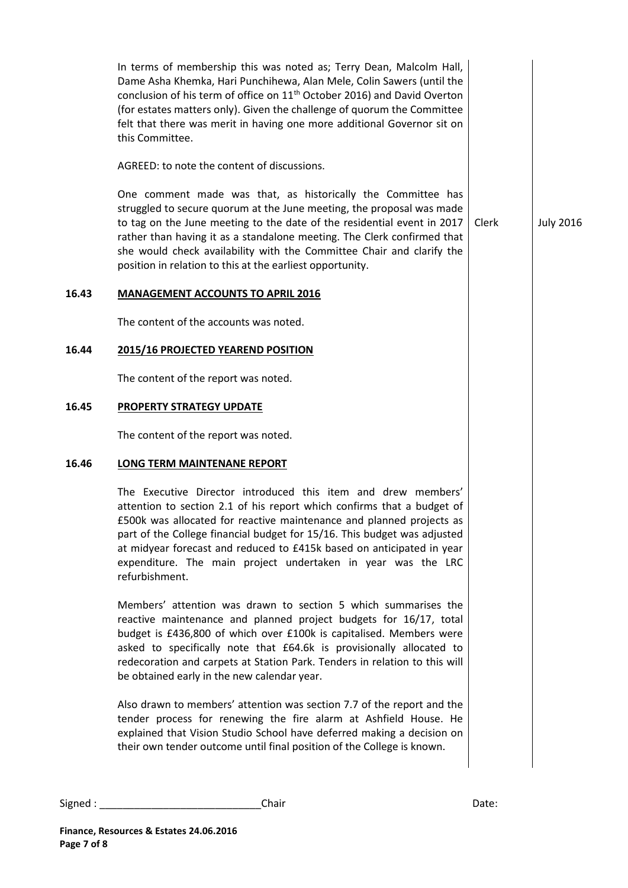In terms of membership this was noted as; Terry Dean, Malcolm Hall, Dame Asha Khemka, Hari Punchihewa, Alan Mele, Colin Sawers (until the conclusion of his term of office on 11th October 2016) and David Overton (for estates matters only). Given the challenge of quorum the Committee felt that there was merit in having one more additional Governor sit on this Committee.

AGREED: to note the content of discussions.

One comment made was that, as historically the Committee has struggled to secure quorum at the June meeting, the proposal was made to tag on the June meeting to the date of the residential event in 2017 rather than having it as a standalone meeting. The Clerk confirmed that she would check availability with the Committee Chair and clarify the position in relation to this at the earliest opportunity. | Clerk | July 2016

**16.43 MANAGEMENT ACCOUNTS TO APRIL 2016**

The content of the accounts was noted.

**16.44 2015/16 PROJECTED YEAREND POSITION**

The content of the report was noted.

**16.45 PROPERTY STRATEGY UPDATE**

The content of the report was noted.

**16.46 LONG TERM MAINTENANE REPORT**

The Executive Director introduced this item and drew members' attention to section 2.1 of his report which confirms that a budget of £500k was allocated for reactive maintenance and planned projects as part of the College financial budget for 15/16. This budget was adjusted at midyear forecast and reduced to £415k based on anticipated in year expenditure. The main project undertaken in year was the LRC refurbishment.

Members' attention was drawn to section 5 which summarises the reactive maintenance and planned project budgets for 16/17, total budget is £436,800 of which over £100k is capitalised. Members were asked to specifically note that £64.6k is provisionally allocated to redecoration and carpets at Station Park. Tenders in relation to this will be obtained early in the new calendar year.

Also drawn to members' attention was section 7.7 of the report and the tender process for renewing the fire alarm at Ashfield House. He explained that Vision Studio School have deferred making a decision on their own tender outcome until final position of the College is known.

Signed : ____________________________Chair Date:

**Finance, Resources & Estates 24.06.2016**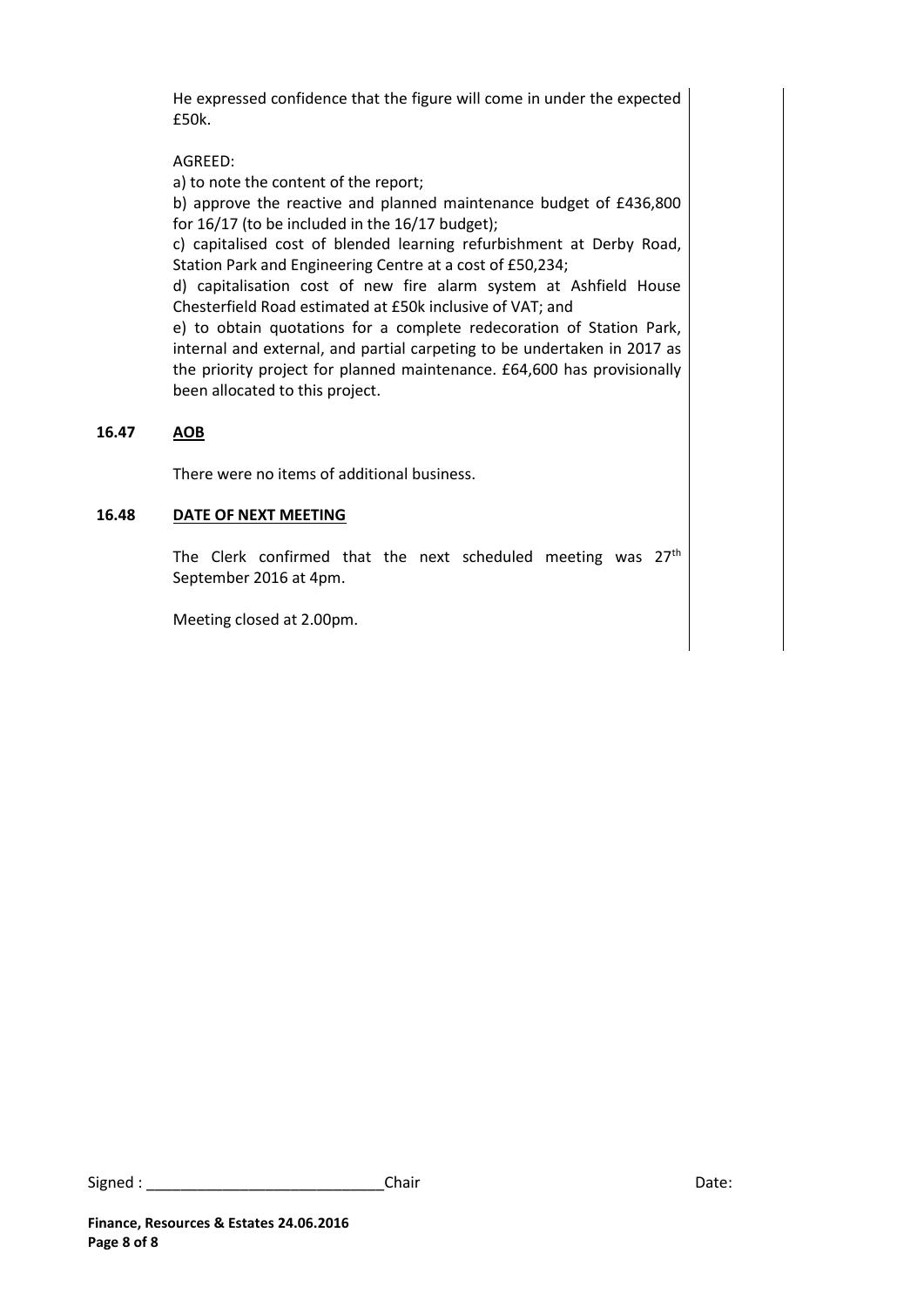He expressed confidence that the figure will come in under the expected £50k.

AGREED:

a) to note the content of the report;

b) approve the reactive and planned maintenance budget of £436,800 for 16/17 (to be included in the 16/17 budget);

c) capitalised cost of blended learning refurbishment at Derby Road, Station Park and Engineering Centre at a cost of £50,234;

d) capitalisation cost of new fire alarm system at Ashfield House Chesterfield Road estimated at £50k inclusive of VAT; and

e) to obtain quotations for a complete redecoration of Station Park, internal and external, and partial carpeting to be undertaken in 2017 as the priority project for planned maintenance. £64,600 has provisionally been allocated to this project.

**16.47 AOB**

There were no items of additional business.

**16.48 DATE OF NEXT MEETING**

The Clerk confirmed that the next scheduled meeting was 27th September 2016 at 4pm.

Meeting closed at 2.00pm.

Signed : ____________________________Chair Date:

**Finance, Resources & Estates 24.06.2016**